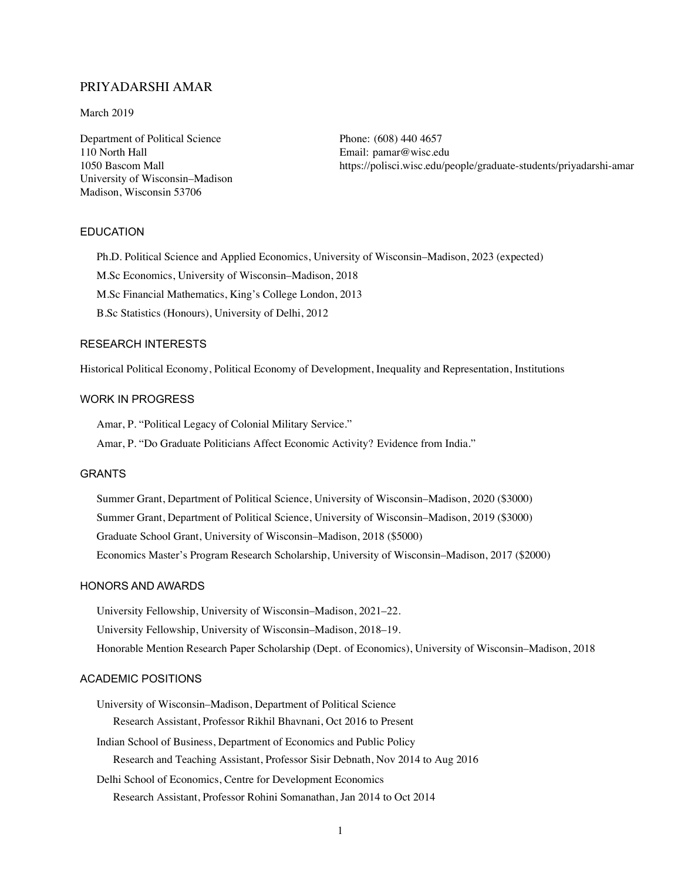# PRIYADARSHI AMAR

March 2019

Department of Political Science
110 North Hall
1050 Bascom Mall
University of Wisconsin–Madison
Madison, Wisconsin 53706

Phone: (608) 440 4657
Email: pamar@wisc.edu
https://polisci.wisc.edu/people/graduate-students/priyadarshi-amar

## EDUCATION

Ph.D. Political Science and Applied Economics, University of Wisconsin–Madison, 2023 (expected)

M.Sc Economics, University of Wisconsin–Madison, 2018

M.Sc Financial Mathematics, King's College London, 2013

B.Sc Statistics (Honours), University of Delhi, 2012

## RESEARCH INTERESTS

Historical Political Economy, Political Economy of Development, Inequality and Representation, Institutions

## WORK IN PROGRESS

Amar, P. "Political Legacy of Colonial Military Service."

Amar, P. "Do Graduate Politicians Affect Economic Activity? Evidence from India."

## GRANTS

Summer Grant, Department of Political Science, University of Wisconsin–Madison, 2020 ($3000)

Summer Grant, Department of Political Science, University of Wisconsin–Madison, 2019 ($3000)

Graduate School Grant, University of Wisconsin–Madison, 2018 ($5000)

Economics Master's Program Research Scholarship, University of Wisconsin–Madison, 2017 ($2000)

## HONORS AND AWARDS

University Fellowship, University of Wisconsin–Madison, 2021–22.

University Fellowship, University of Wisconsin–Madison, 2018–19.

Honorable Mention Research Paper Scholarship (Dept. of Economics), University of Wisconsin–Madison, 2018

## ACADEMIC POSITIONS

University of Wisconsin–Madison, Department of Political Science
Research Assistant, Professor Rikhil Bhavnani, Oct 2016 to Present

Indian School of Business, Department of Economics and Public Policy
Research and Teaching Assistant, Professor Sisir Debnath, Nov 2014 to Aug 2016

Delhi School of Economics, Centre for Development Economics
Research Assistant, Professor Rohini Somanathan, Jan 2014 to Oct 2014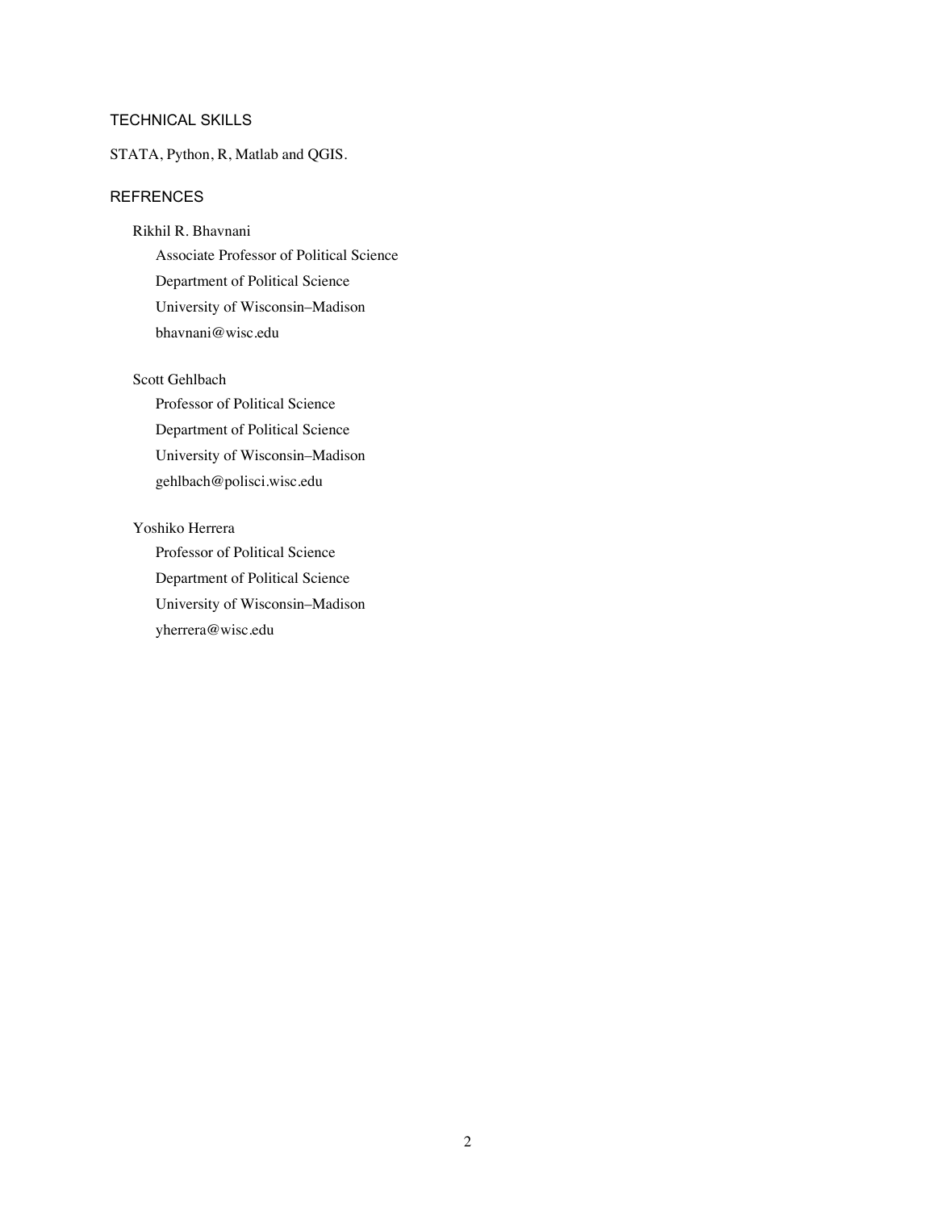## TECHNICAL SKILLS

STATA, Python, R, Matlab and QGIS.

## REFRENCES

Rikhil R. Bhavnani
Associate Professor of Political Science
Department of Political Science
University of Wisconsin–Madison
bhavnani@wisc.edu

Scott Gehlbach
Professor of Political Science
Department of Political Science
University of Wisconsin–Madison
gehlbach@polisci.wisc.edu

Yoshiko Herrera
Professor of Political Science
Department of Political Science
University of Wisconsin–Madison
yherrera@wisc.edu